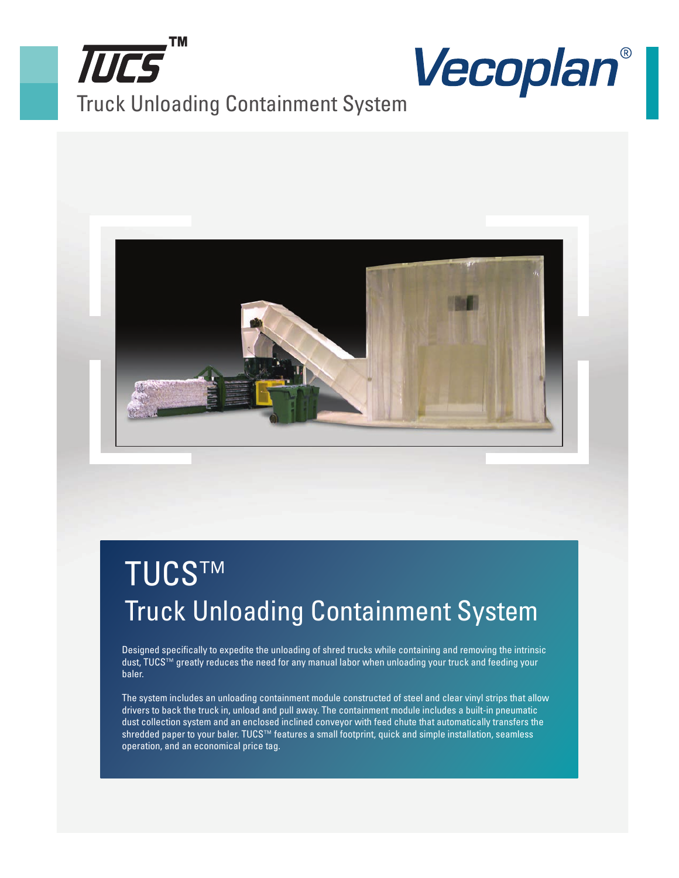# TUCS™

Truck Unloading Containment System

Vecoplan®

## TUCS™
## Truck Unloading Containment System

Designed specifically to expedite the unloading of shred trucks while containing and removing the intrinsic dust, TUCS™ greatly reduces the need for any manual labor when unloading your truck and feeding your baler.

The system includes an unloading containment module constructed of steel and clear vinyl strips that allow drivers to back the truck in, unload and pull away. The containment module includes a built-in pneumatic dust collection system and an enclosed inclined conveyor with feed chute that automatically transfers the shredded paper to your baler. TUCS™ features a small footprint, quick and simple installation, seamless operation, and an economical price tag.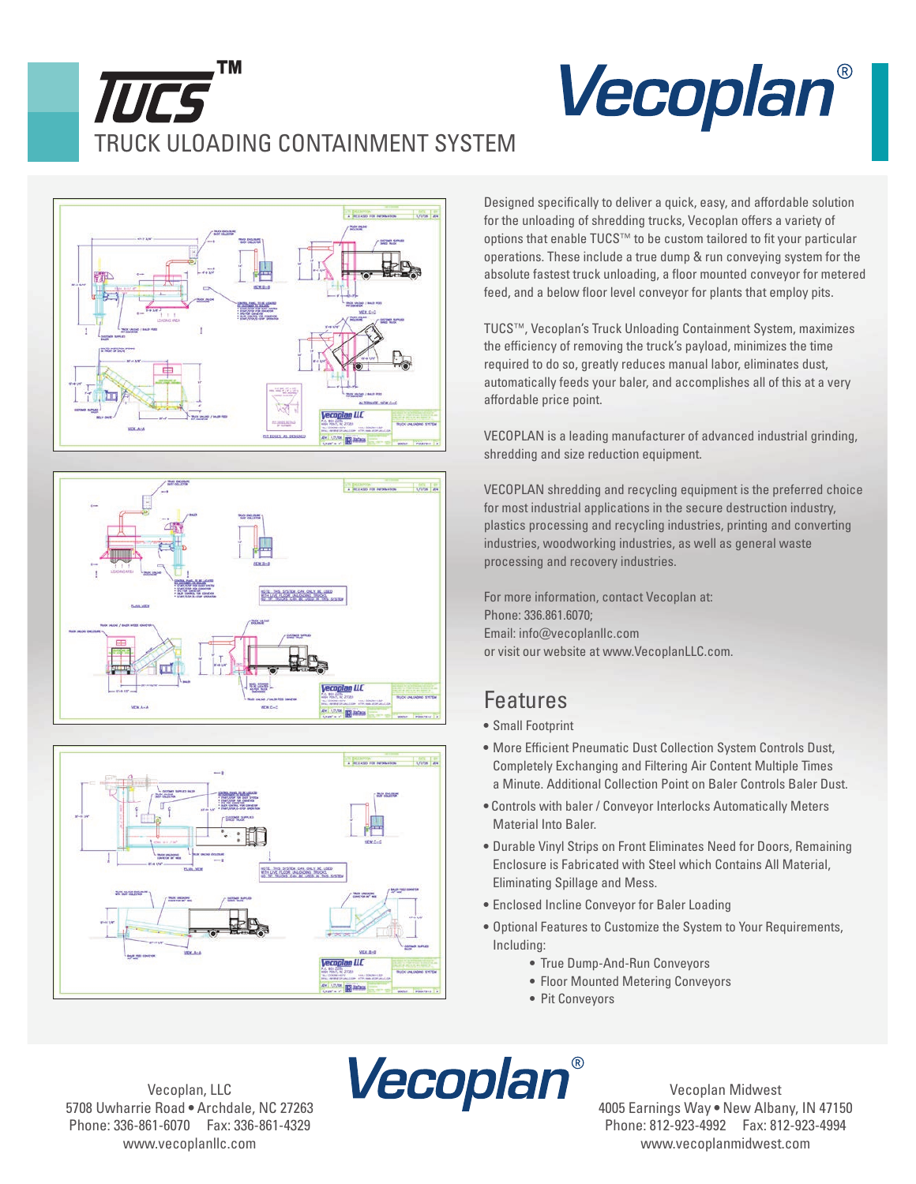# TUCS™

TRUCK ULOADING CONTAINMENT SYSTEM

Vecoplan®

Designed specifically to deliver a quick, easy, and affordable solution for the unloading of shredding trucks, Vecoplan offers a variety of options that enable TUCS™ to be custom tailored to fit your particular operations. These include a true dump & run conveying system for the absolute fastest truck unloading, a floor mounted conveyor for metered feed, and a below floor level conveyor for plants that employ pits.

TUCS™, Vecoplan's Truck Unloading Containment System, maximizes the efficiency of removing the truck's payload, minimizes the time required to do so, greatly reduces manual labor, eliminates dust, automatically feeds your baler, and accomplishes all of this at a very affordable price point.

VECOPLAN is a leading manufacturer of advanced industrial grinding, shredding and size reduction equipment.

VECOPLAN shredding and recycling equipment is the preferred choice for most industrial applications in the secure destruction industry, plastics processing and recycling industries, printing and converting industries, woodworking industries, as well as general waste processing and recovery industries.

For more information, contact Vecoplan at:
Phone: 336.861.6070;
Email: info@vecoplanllc.com
or visit our website at www.VecoplanLLC.com.

## Features

- Small Footprint
- More Efficient Pneumatic Dust Collection System Controls Dust, Completely Exchanging and Filtering Air Content Multiple Times a Minute. Additional Collection Point on Baler Controls Baler Dust.
- Controls with baler / Conveyor Interlocks Automatically Meters Material Into Baler.
- Durable Vinyl Strips on Front Eliminates Need for Doors, Remaining Enclosure is Fabricated with Steel which Contains All Material, Eliminating Spillage and Mess.
- Enclosed Incline Conveyor for Baler Loading
- Optional Features to Customize the System to Your Requirements, Including:
  - True Dump-And-Run Conveyors
  - Floor Mounted Metering Conveyors
  - Pit Conveyors

Vecoplan®

Vecoplan, LLC
5708 Uwharrie Road • Archdale, NC 27263
Phone: 336-861-6070 Fax: 336-861-4329
www.vecoplanllc.com

Vecoplan Midwest
4005 Earnings Way • New Albany, IN 47150
Phone: 812-923-4992 Fax: 812-923-4994
www.vecoplanmidwest.com